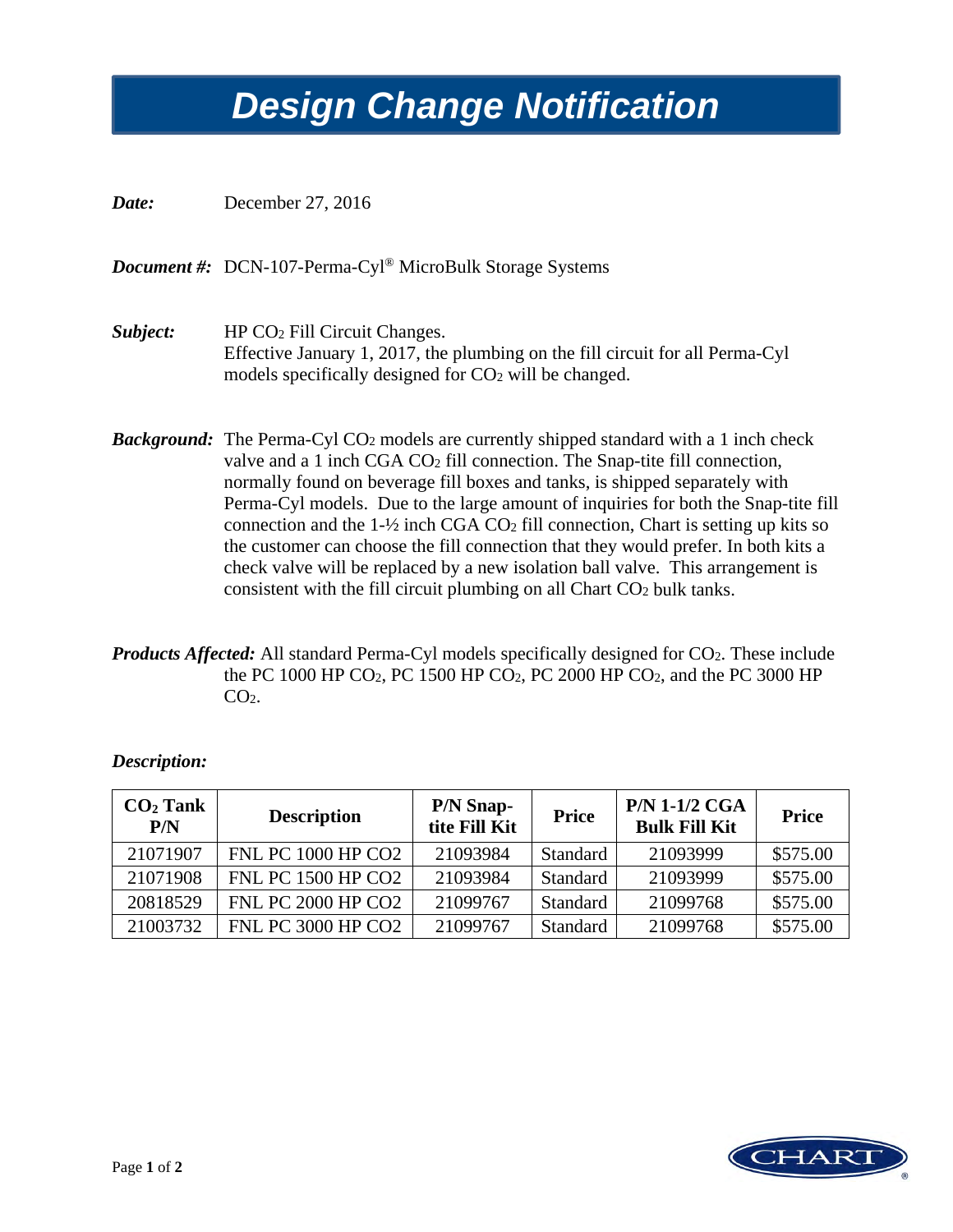# Design Change Notification

***Date:*** December 27, 2016

***Document #:*** DCN-107-Perma-Cyl® MicroBulk Storage Systems

***Subject:*** HP $CO_2$ Fill Circuit Changes.
Effective January 1, 2017, the plumbing on the fill circuit for all Perma-Cyl models specifically designed for $CO_2$ will be changed.

***Background:*** The Perma-Cyl $CO_2$ models are currently shipped standard with a 1 inch check valve and a 1 inch CGA $CO_2$ fill connection. The Snap-tite fill connection, normally found on beverage fill boxes and tanks, is shipped separately with Perma-Cyl models. Due to the large amount of inquiries for both the Snap-tite fill connection and the 1-½ inch CGA $CO_2$ fill connection, Chart is setting up kits so the customer can choose the fill connection that they would prefer. In both kits a check valve will be replaced by a new isolation ball valve. This arrangement is consistent with the fill circuit plumbing on all Chart $CO_2$ bulk tanks.

***Products Affected:*** All standard Perma-Cyl models specifically designed for $CO_2$. These include the PC 1000 HP $CO_2$, PC 1500 HP $CO_2$, PC 2000 HP $CO_2$, and the PC 3000 HP $CO_2$.

***Description:***

| $CO_2$ Tank P/N | Description | P/N Snap-tite Fill Kit | Price | P/N 1-1/2 CGA Bulk Fill Kit | Price |
|---|---|---|---|---|---|
| 21071907 | FNL PC 1000 HP CO2 | 21093984 | Standard | 21093999 | $575.00 |
| 21071908 | FNL PC 1500 HP CO2 | 21093984 | Standard | 21093999 | $575.00 |
| 20818529 | FNL PC 2000 HP CO2 | 21099767 | Standard | 21099768 | $575.00 |
| 21003732 | FNL PC 3000 HP CO2 | 21099767 | Standard | 21099768 | $575.00 |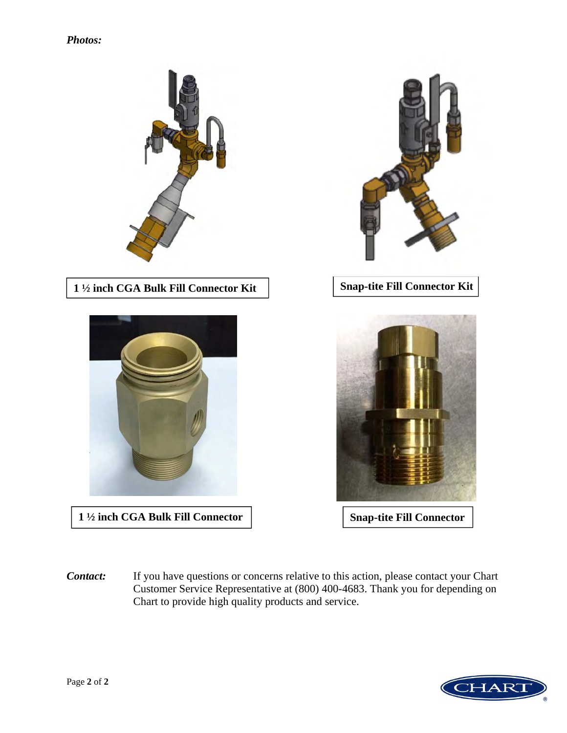***Photos:***

**1 ½ inch CGA Bulk Fill Connector Kit**

**Snap-tite Fill Connector Kit**

**1 ½ inch CGA Bulk Fill Connector**

**Snap-tite Fill Connector**

***Contact:*** If you have questions or concerns relative to this action, please contact your Chart Customer Service Representative at (800) 400-4683. Thank you for depending on Chart to provide high quality products and service.